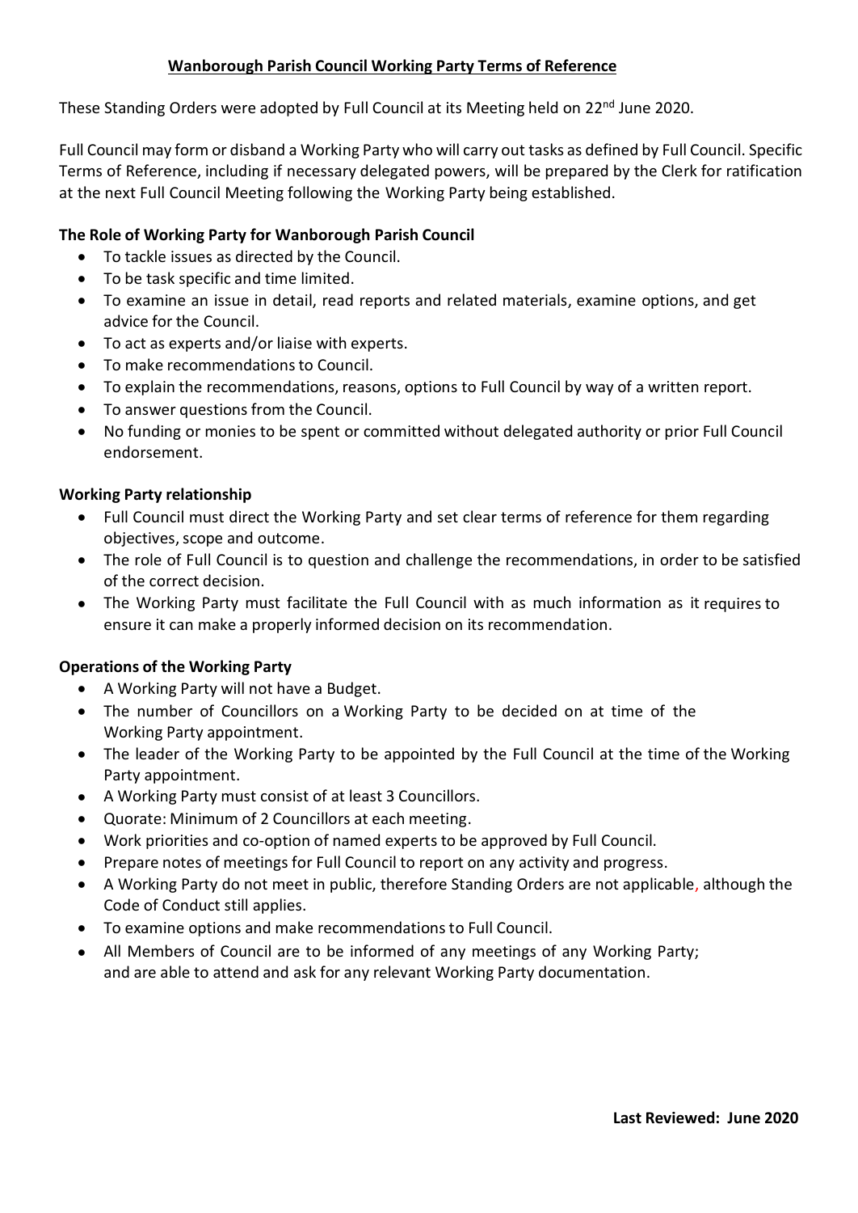# Wanborough Parish Council Working Party Terms of Reference

These Standing Orders were adopted by Full Council at its Meeting held on 22nd June 2020.

Full Council may form or disband a Working Party who will carry out tasks as defined by Full Council. Specific Terms of Reference, including if necessary delegated powers, will be prepared by the Clerk for ratification at the next Full Council Meeting following the Working Party being established.

## The Role of Working Party for Wanborough Parish Council

- To tackle issues as directed by the Council.
- To be task specific and time limited.
- To examine an issue in detail, read reports and related materials, examine options, and get advice for the Council.
- To act as experts and/or liaise with experts.
- To make recommendations to Council.
- To explain the recommendations, reasons, options to Full Council by way of a written report.
- To answer questions from the Council.
- No funding or monies to be spent or committed without delegated authority or prior Full Council endorsement.

## Working Party relationship

- Full Council must direct the Working Party and set clear terms of reference for them regarding objectives, scope and outcome.
- The role of Full Council is to question and challenge the recommendations, in order to be satisfied of the correct decision.
- The Working Party must facilitate the Full Council with as much information as it requires to ensure it can make a properly informed decision on its recommendation.

## Operations of the Working Party

- A Working Party will not have a Budget.
- The number of Councillors on a Working Party to be decided on at time of the Working Party appointment.
- The leader of the Working Party to be appointed by the Full Council at the time of the Working Party appointment.
- A Working Party must consist of at least 3 Councillors.
- Quorate: Minimum of 2 Councillors at each meeting.
- Work priorities and co-option of named experts to be approved by Full Council.
- Prepare notes of meetings for Full Council to report on any activity and progress.
- A Working Party do not meet in public, therefore Standing Orders are not applicable, although the Code of Conduct still applies.
- To examine options and make recommendations to Full Council.
- All Members of Council are to be informed of any meetings of any Working Party; and are able to attend and ask for any relevant Working Party documentation.

**Last Reviewed: June 2020**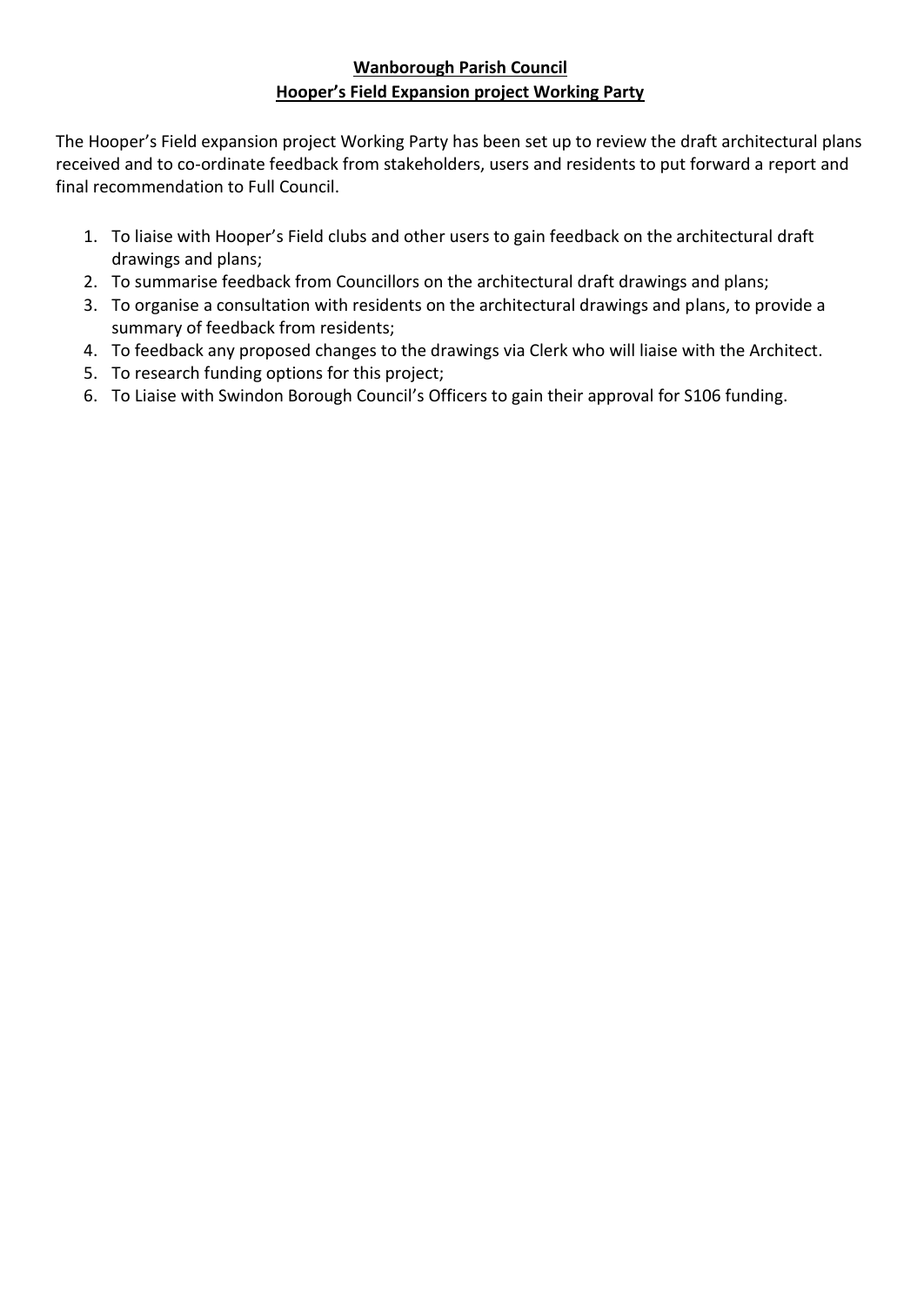**Wanborough Parish Council**
**Hooper's Field Expansion project Working Party**

The Hooper's Field expansion project Working Party has been set up to review the draft architectural plans received and to co-ordinate feedback from stakeholders, users and residents to put forward a report and final recommendation to Full Council.

1. To liaise with Hooper's Field clubs and other users to gain feedback on the architectural draft drawings and plans;
2. To summarise feedback from Councillors on the architectural draft drawings and plans;
3. To organise a consultation with residents on the architectural drawings and plans, to provide a summary of feedback from residents;
4. To feedback any proposed changes to the drawings via Clerk who will liaise with the Architect.
5. To research funding options for this project;
6. To Liaise with Swindon Borough Council's Officers to gain their approval for S106 funding.